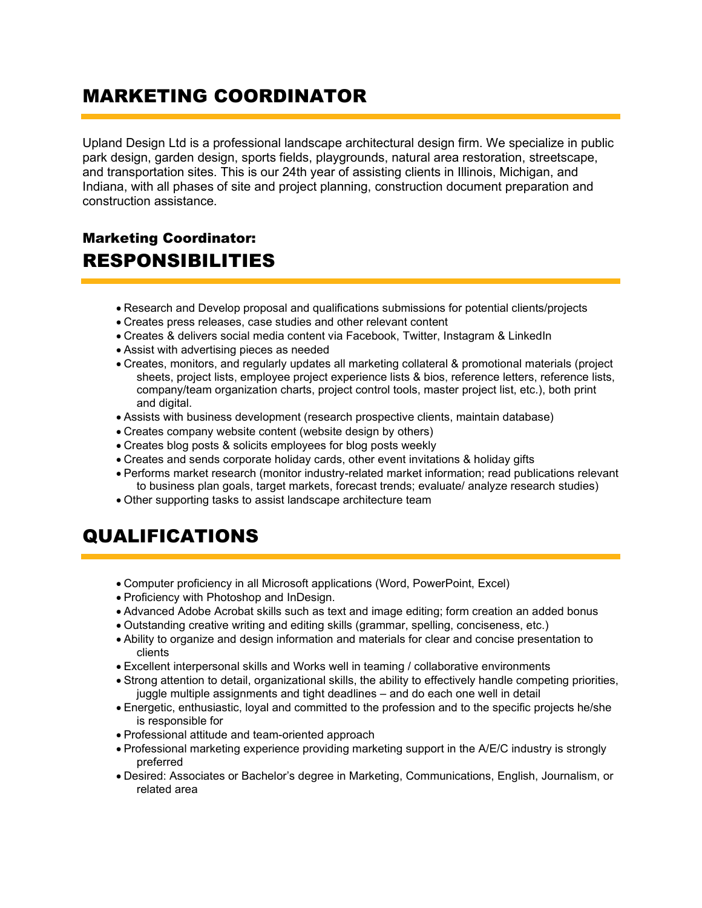# MARKETING COORDINATOR

Upland Design Ltd is a professional landscape architectural design firm. We specialize in public park design, garden design, sports fields, playgrounds, natural area restoration, streetscape, and transportation sites. This is our 24th year of assisting clients in Illinois, Michigan, and Indiana, with all phases of site and project planning, construction document preparation and construction assistance.

### Marketing Coordinator:

## RESPONSIBILITIES

- Research and Develop proposal and qualifications submissions for potential clients/projects
- Creates press releases, case studies and other relevant content
- Creates & delivers social media content via Facebook, Twitter, Instagram & LinkedIn
- Assist with advertising pieces as needed
- Creates, monitors, and regularly updates all marketing collateral & promotional materials (project sheets, project lists, employee project experience lists & bios, reference letters, reference lists, company/team organization charts, project control tools, master project list, etc.), both print and digital.
- Assists with business development (research prospective clients, maintain database)
- Creates company website content (website design by others)
- Creates blog posts & solicits employees for blog posts weekly
- Creates and sends corporate holiday cards, other event invitations & holiday gifts
- Performs market research (monitor industry-related market information; read publications relevant to business plan goals, target markets, forecast trends; evaluate/ analyze research studies)
- Other supporting tasks to assist landscape architecture team

## QUALIFICATIONS

- Computer proficiency in all Microsoft applications (Word, PowerPoint, Excel)
- Proficiency with Photoshop and InDesign.
- Advanced Adobe Acrobat skills such as text and image editing; form creation an added bonus
- Outstanding creative writing and editing skills (grammar, spelling, conciseness, etc.)
- Ability to organize and design information and materials for clear and concise presentation to clients
- Excellent interpersonal skills and Works well in teaming / collaborative environments
- Strong attention to detail, organizational skills, the ability to effectively handle competing priorities, juggle multiple assignments and tight deadlines – and do each one well in detail
- Energetic, enthusiastic, loyal and committed to the profession and to the specific projects he/she is responsible for
- Professional attitude and team-oriented approach
- Professional marketing experience providing marketing support in the A/E/C industry is strongly preferred
- Desired: Associates or Bachelor's degree in Marketing, Communications, English, Journalism, or related area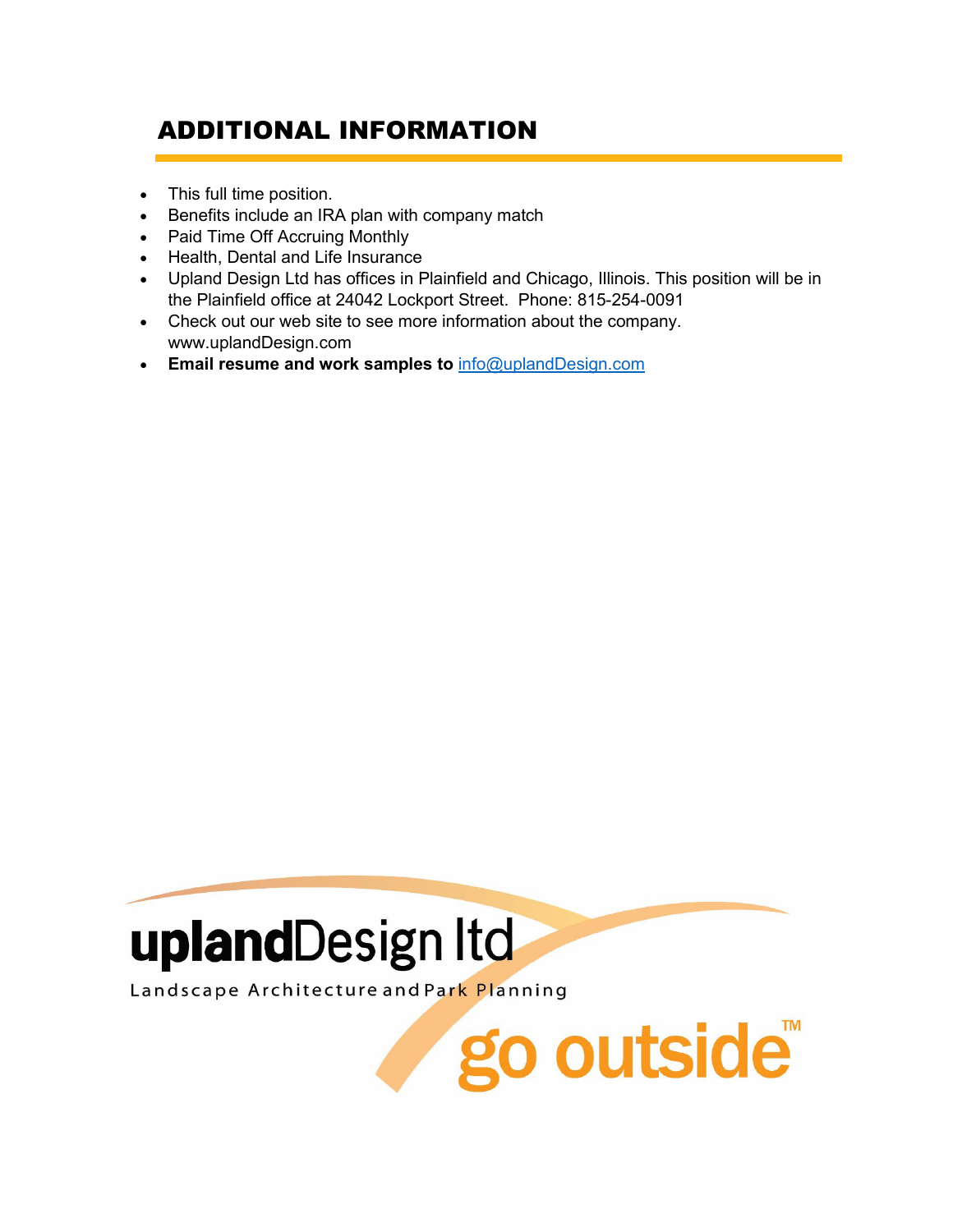## ADDITIONAL INFORMATION

- This full time position.
- Benefits include an IRA plan with company match
- Paid Time Off Accruing Monthly
- Health, Dental and Life Insurance
- Upland Design Ltd has offices in Plainfield and Chicago, Illinois. This position will be in the Plainfield office at 24042 Lockport Street. Phone: 815-254-0091
- Check out our web site to see more information about the company. www.uplandDesign.com
- **Email resume and work samples to** info@uplandDesign.com

uplandDesign ltd

Landscape Architecture and Park Planning

go outside™